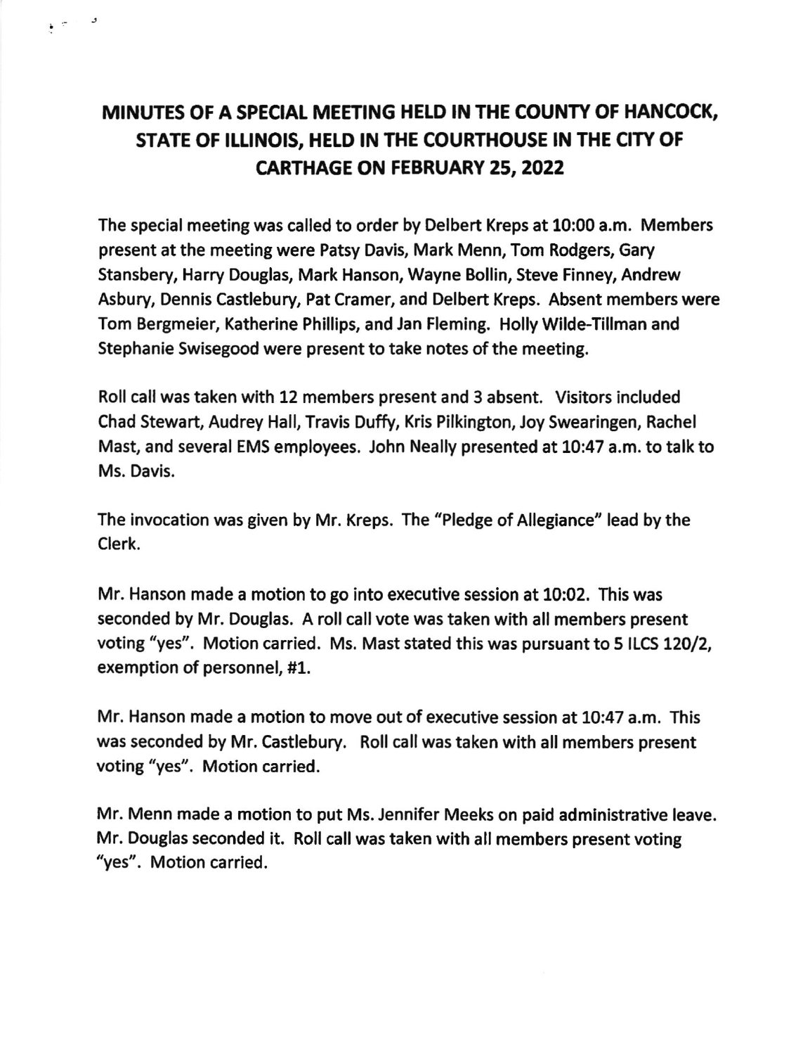# MINUTES OF A SPECIAL MEETING HELD IN THE COUNTY OF HANCOCK, STATE OF ILLINOIS, HELD IN THE COURTHOUSE IN THE CITY OF CARTHAGE ON FEBRUARY 25, 2022

The special meeting was called to order by Delbert Kreps at 10:00 a.m. Members present at the meeting were Patsy Davis, Mark Menn, Tom Rodgers, Gary Stansbery, Harry Douglas, Mark Hanson, Wayne Bollin, Steve Finney, Andrew Asbury, Dennis Castlebury, Pat Cramer, and Delbert Kreps. Absent members were Tom Bergmeier, Katherine Phillips, and Jan Fleming. Holly Wilde-Tillman and Stephanie Swisegood were present to take notes of the meeting.

Roll call was taken with 12 members present and 3 absent. Visitors included Chad Stewart, Audrey Hall, Travis Duffy, Kris Pilkington, Joy Swearingen, Rachel Mast, and several EMS employees. John Neally presented at 10:47 a.m. to talk to Ms. Davis.

The invocation was given by Mr. Kreps. The "Pledge of Allegiance" lead by the Clerk.

Mr. Hanson made a motion to go into executive session at 10:02. This was seconded by Mr. Douglas. A roll call vote was taken with all members present voting "yes". Motion carried. Ms. Mast stated this was pursuant to 5 ILCS 120/2, exemption of personnel, #1.

Mr. Hanson made a motion to move out of executive session at 10:47 a.m. This was seconded by Mr. Castlebury. Roll call was taken with all members present voting "yes". Motion carried.

Mr. Menn made a motion to put Ms. Jennifer Meeks on paid administrative leave. Mr. Douglas seconded it. Roll call was taken with all members present voting "yes". Motion carried.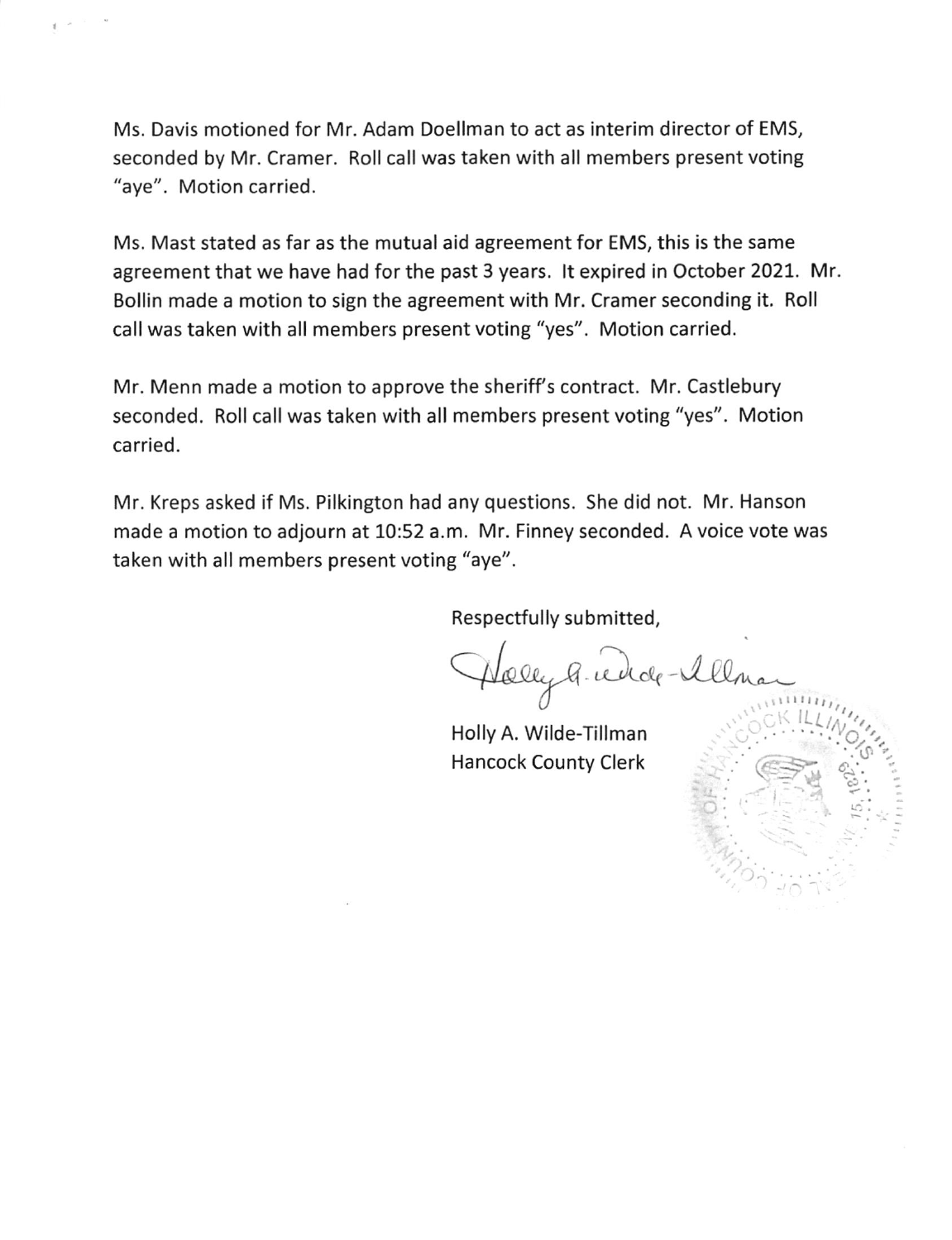Ms. Davis motioned for Mr. Adam Doellman to act as interim director of EMS, seconded by Mr. Cramer. Roll call was taken with all members present voting "aye". Motion carried.

Ms. Mast stated as far as the mutual aid agreement for EMS, this is the same agreement that we have had for the past 3 years. It expired in October 2021. Mr. Bollin made a motion to sign the agreement with Mr. Cramer seconding it. Roll call was taken with all members present voting "yes". Motion carried.

Mr. Menn made a motion to approve the sheriff's contract. Mr. Castlebury seconded. Roll call was taken with all members present voting "yes". Motion carried.

Mr. Kreps asked if Ms. Pilkington had any questions. She did not. Mr. Hanson made a motion to adjourn at 10:52 a.m. Mr. Finney seconded. A voice vote was taken with all members present voting "aye".

Respectfully submitted,

Holly A. Wilde-Tillman
Hancock County Clerk